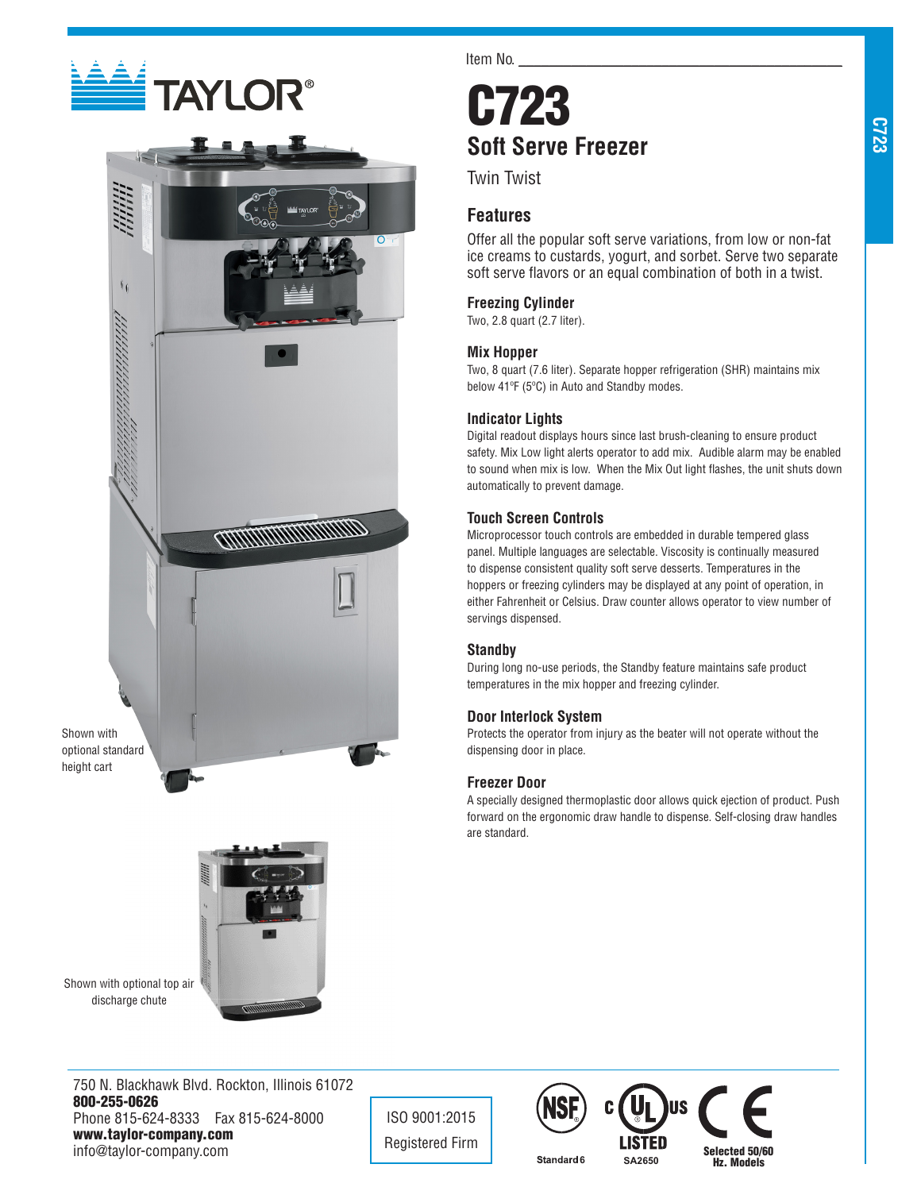TAYLOR®

Item No. \_\_\_\_\_\_\_\_\_\_\_\_\_\_\_\_\_\_\_\_\_\_\_\_\_\_\_\_\_\_

# C723

## Soft Serve Freezer

Twin Twist

## Features

Offer all the popular soft serve variations, from low or non-fat ice creams to custards, yogurt, and sorbet. Serve two separate soft serve flavors or an equal combination of both in a twist.

### Freezing Cylinder

Two, 2.8 quart (2.7 liter).

### Mix Hopper

Two, 8 quart (7.6 liter). Separate hopper refrigeration (SHR) maintains mix below 41ºF (5ºC) in Auto and Standby modes.

### Indicator Lights

Digital readout displays hours since last brush-cleaning to ensure product safety. Mix Low light alerts operator to add mix. Audible alarm may be enabled to sound when mix is low. When the Mix Out light flashes, the unit shuts down automatically to prevent damage.

### Touch Screen Controls

Microprocessor touch controls are embedded in durable tempered glass panel. Multiple languages are selectable. Viscosity is continually measured to dispense consistent quality soft serve desserts. Temperatures in the hoppers or freezing cylinders may be displayed at any point of operation, in either Fahrenheit or Celsius. Draw counter allows operator to view number of servings dispensed.

### Standby

During long no-use periods, the Standby feature maintains safe product temperatures in the mix hopper and freezing cylinder.

### Door Interlock System

Protects the operator from injury as the beater will not operate without the dispensing door in place.

### Freezer Door

A specially designed thermoplastic door allows quick ejection of product. Push forward on the ergonomic draw handle to dispense. Self-closing draw handles are standard.

Shown with optional standard height cart

Shown with optional top air discharge chute

750 N. Blackhawk Blvd. Rockton, Illinois 61072
**800-255-0626**
Phone 815-624-8333 Fax 815-624-8000
**www.taylor-company.com**
info@taylor-company.com

ISO 9001:2015 Registered Firm

NSF Standard 6 | c UL us LISTED SA2650 | CE Selected 50/60 Hz. Models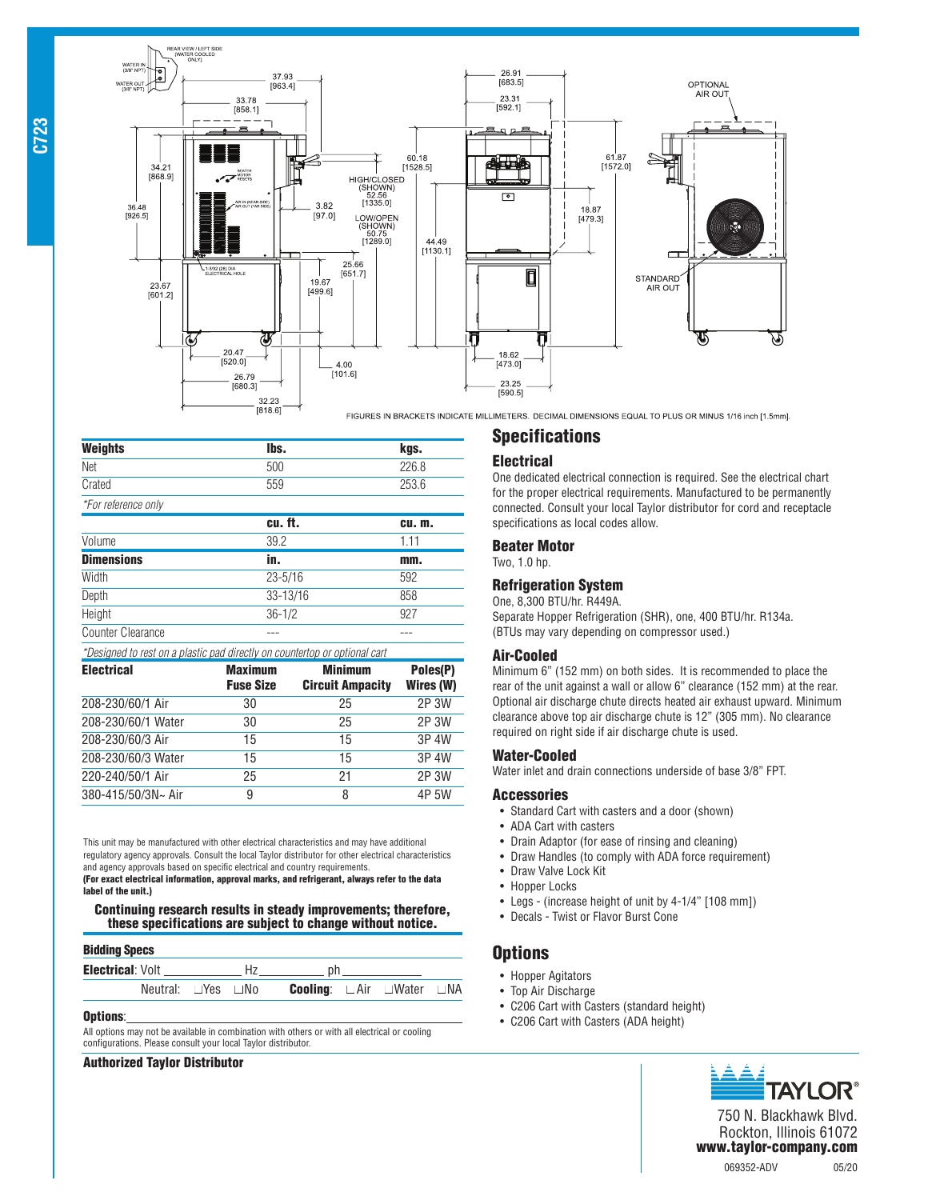FIGURES IN BRACKETS INDICATE MILLIMETERS. DECIMAL DIMENSIONS EQUAL TO PLUS OR MINUS 1/16 inch [1.5mm].

| Weights | lbs. | kgs. |
|---|---|---|
| Net | 500 | 226.8 |
| Crated | 559 | 253.6 |
| *For reference only* | | |
| | **cu. ft.** | **cu. m.** |
| Volume | 39.2 | 1.11 |
| **Dimensions** | **in.** | **mm.** |
| Width | 23-5/16 | 592 |
| Depth | 33-13/16 | 858 |
| Height | 36-1/2 | 927 |
| Counter Clearance | --- | --- |

*\*Designed to rest on a plastic pad directly on countertop or optional cart*

| Electrical | Maximum Fuse Size | Minimum Circuit Ampacity | Poles(P) Wires (W) |
|---|---|---|---|
| 208-230/60/1 Air | 30 | 25 | 2P 3W |
| 208-230/60/1 Water | 30 | 25 | 2P 3W |
| 208-230/60/3 Air | 15 | 15 | 3P 4W |
| 208-230/60/3 Water | 15 | 15 | 3P 4W |
| 220-240/50/1 Air | 25 | 21 | 2P 3W |
| 380-415/50/3N~ Air | 9 | 8 | 4P 5W |

This unit may be manufactured with other electrical characteristics and may have additional regulatory agency approvals. Consult the local Taylor distributor for other electrical characteristics and agency approvals based on specific electrical and country requirements.
**(For exact electrical information, approval marks, and refrigerant, always refer to the data label of the unit.)**

**Continuing research results in steady improvements; therefore, these specifications are subject to change without notice.**

**Bidding Specs**

**Electrical**: Volt ________ Hz ________ ph ________

Neutral: ☐Yes ☐No **Cooling**: ☐Air ☐Water ☐NA

**Options**: ________

All options may not be available in combination with others or with all electrical or cooling configurations. Please consult your local Taylor distributor.

**Authorized Taylor Distributor**

## Specifications

### Electrical

One dedicated electrical connection is required. See the electrical chart for the proper electrical requirements. Manufactured to be permanently connected. Consult your local Taylor distributor for cord and receptacle specifications as local codes allow.

### Beater Motor

Two, 1.0 hp.

### Refrigeration System

One, 8,300 BTU/hr. R449A.
Separate Hopper Refrigeration (SHR), one, 400 BTU/hr. R134a.
(BTUs may vary depending on compressor used.)

### Air-Cooled

Minimum 6" (152 mm) on both sides. It is recommended to place the rear of the unit against a wall or allow 6" clearance (152 mm) at the rear. Optional air discharge chute directs heated air exhaust upward. Minimum clearance above top air discharge chute is 12" (305 mm). No clearance required on right side if air discharge chute is used.

### Water-Cooled

Water inlet and drain connections underside of base 3/8" FPT.

### Accessories

- Standard Cart with casters and a door (shown)
- ADA Cart with casters
- Drain Adaptor (for ease of rinsing and cleaning)
- Draw Handles (to comply with ADA force requirement)
- Draw Valve Lock Kit
- Hopper Locks
- Legs - (increase height of unit by 4-1/4" [108 mm])
- Decals - Twist or Flavor Burst Cone

## Options

- Hopper Agitators
- Top Air Discharge
- C206 Cart with Casters (standard height)
- C206 Cart with Casters (ADA height)

TAYLOR®
750 N. Blackhawk Blvd.
Rockton, Illinois 61072
**www.taylor-company.com**

069352-ADV 05/20